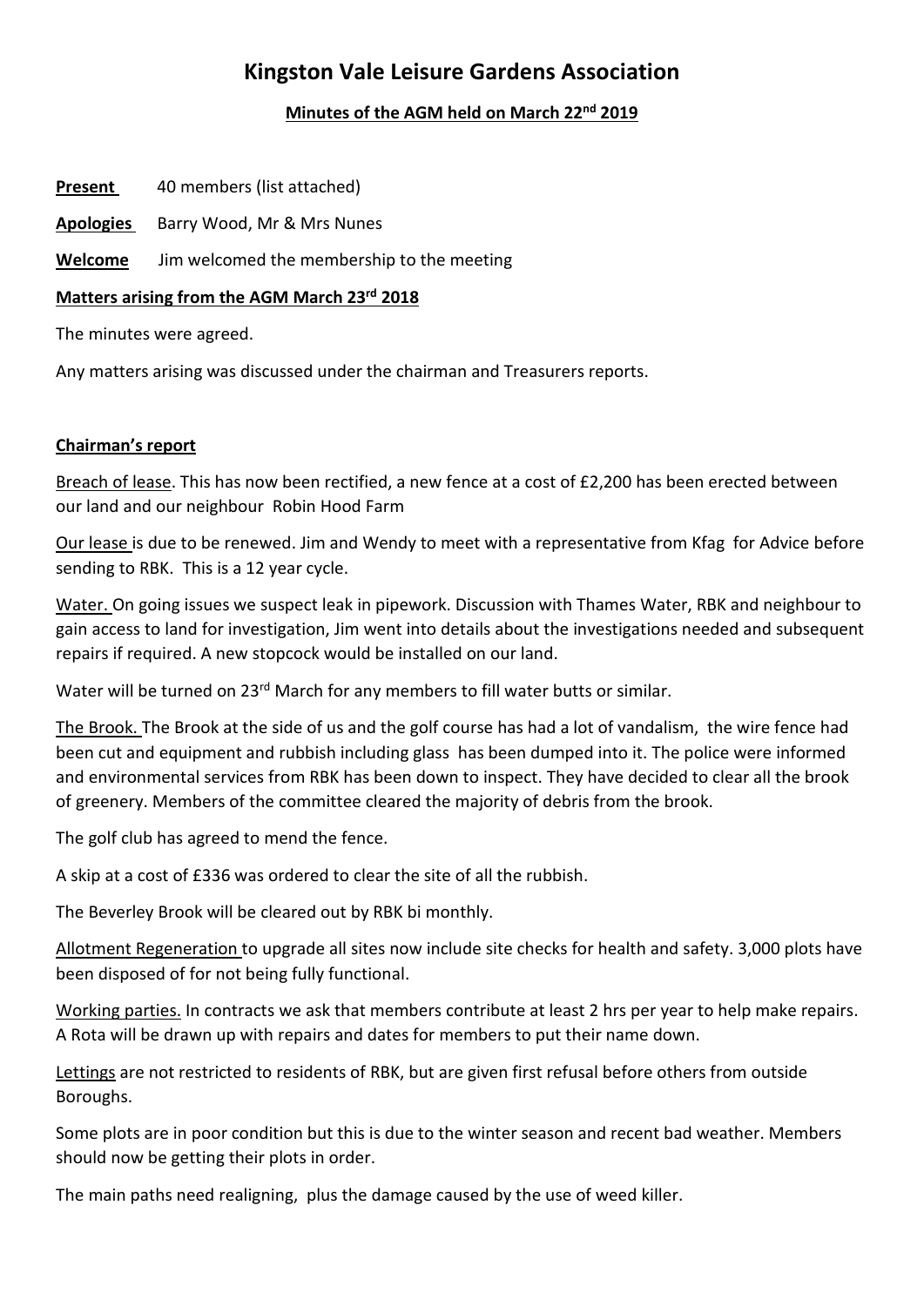# Kingston Vale Leisure Gardens Association

## Minutes of the AGM held on March 22nd 2019

**Present** 40 members (list attached)

**Apologies** Barry Wood, Mr & Mrs Nunes

**Welcome** Jim welcomed the membership to the meeting

**Matters arising from the AGM March 23rd 2018**

The minutes were agreed.

Any matters arising was discussed under the chairman and Treasurers reports.

**Chairman's report**

Breach of lease. This has now been rectified, a new fence at a cost of £2,200 has been erected between our land and our neighbour Robin Hood Farm

Our lease is due to be renewed. Jim and Wendy to meet with a representative from Kfag for Advice before sending to RBK. This is a 12 year cycle.

Water. On going issues we suspect leak in pipework. Discussion with Thames Water, RBK and neighbour to gain access to land for investigation, Jim went into details about the investigations needed and subsequent repairs if required. A new stopcock would be installed on our land.

Water will be turned on 23rd March for any members to fill water butts or similar.

The Brook. The Brook at the side of us and the golf course has had a lot of vandalism, the wire fence had been cut and equipment and rubbish including glass has been dumped into it. The police were informed and environmental services from RBK has been down to inspect. They have decided to clear all the brook of greenery. Members of the committee cleared the majority of debris from the brook.

The golf club has agreed to mend the fence.

A skip at a cost of £336 was ordered to clear the site of all the rubbish.

The Beverley Brook will be cleared out by RBK bi monthly.

Allotment Regeneration to upgrade all sites now include site checks for health and safety. 3,000 plots have been disposed of for not being fully functional.

Working parties. In contracts we ask that members contribute at least 2 hrs per year to help make repairs. A Rota will be drawn up with repairs and dates for members to put their name down.

Lettings are not restricted to residents of RBK, but are given first refusal before others from outside Boroughs.

Some plots are in poor condition but this is due to the winter season and recent bad weather. Members should now be getting their plots in order.

The main paths need realigning, plus the damage caused by the use of weed killer.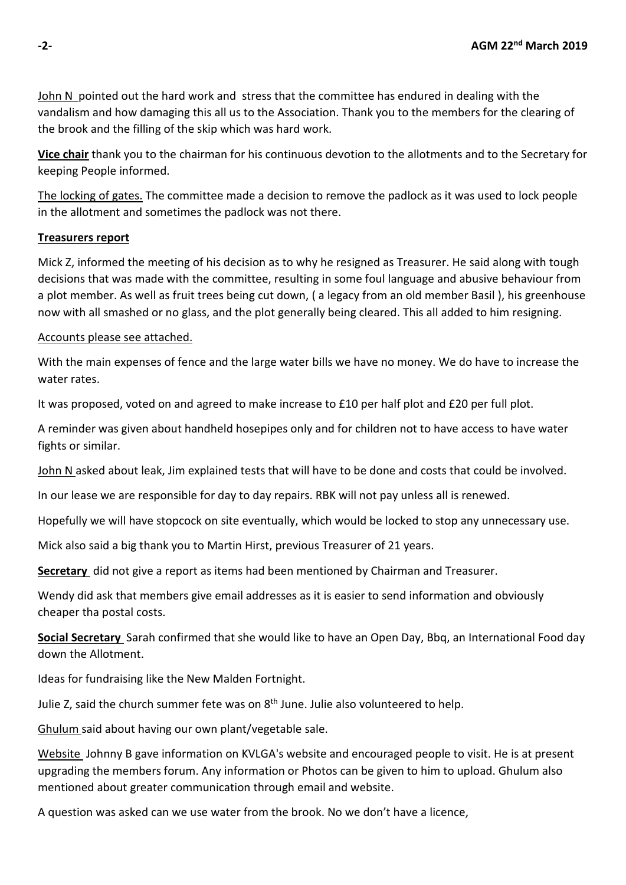John N pointed out the hard work and stress that the committee has endured in dealing with the vandalism and how damaging this all us to the Association. Thank you to the members for the clearing of the brook and the filling of the skip which was hard work.

**Vice chair** thank you to the chairman for his continuous devotion to the allotments and to the Secretary for keeping People informed.

The locking of gates. The committee made a decision to remove the padlock as it was used to lock people in the allotment and sometimes the padlock was not there.

**Treasurers report**

Mick Z, informed the meeting of his decision as to why he resigned as Treasurer. He said along with tough decisions that was made with the committee, resulting in some foul language and abusive behaviour from a plot member. As well as fruit trees being cut down, ( a legacy from an old member Basil ), his greenhouse now with all smashed or no glass, and the plot generally being cleared. This all added to him resigning.

Accounts please see attached.

With the main expenses of fence and the large water bills we have no money. We do have to increase the water rates.

It was proposed, voted on and agreed to make increase to £10 per half plot and £20 per full plot.

A reminder was given about handheld hosepipes only and for children not to have access to have water fights or similar.

John N asked about leak, Jim explained tests that will have to be done and costs that could be involved.

In our lease we are responsible for day to day repairs. RBK will not pay unless all is renewed.

Hopefully we will have stopcock on site eventually, which would be locked to stop any unnecessary use.

Mick also said a big thank you to Martin Hirst, previous Treasurer of 21 years.

**Secretary** did not give a report as items had been mentioned by Chairman and Treasurer.

Wendy did ask that members give email addresses as it is easier to send information and obviously cheaper tha postal costs.

**Social Secretary** Sarah confirmed that she would like to have an Open Day, Bbq, an International Food day down the Allotment.

Ideas for fundraising like the New Malden Fortnight.

Julie Z, said the church summer fete was on 8th June. Julie also volunteered to help.

Ghulum said about having our own plant/vegetable sale.

Website Johnny B gave information on KVLGA's website and encouraged people to visit. He is at present upgrading the members forum. Any information or Photos can be given to him to upload. Ghulum also mentioned about greater communication through email and website.

A question was asked can we use water from the brook. No we don't have a licence,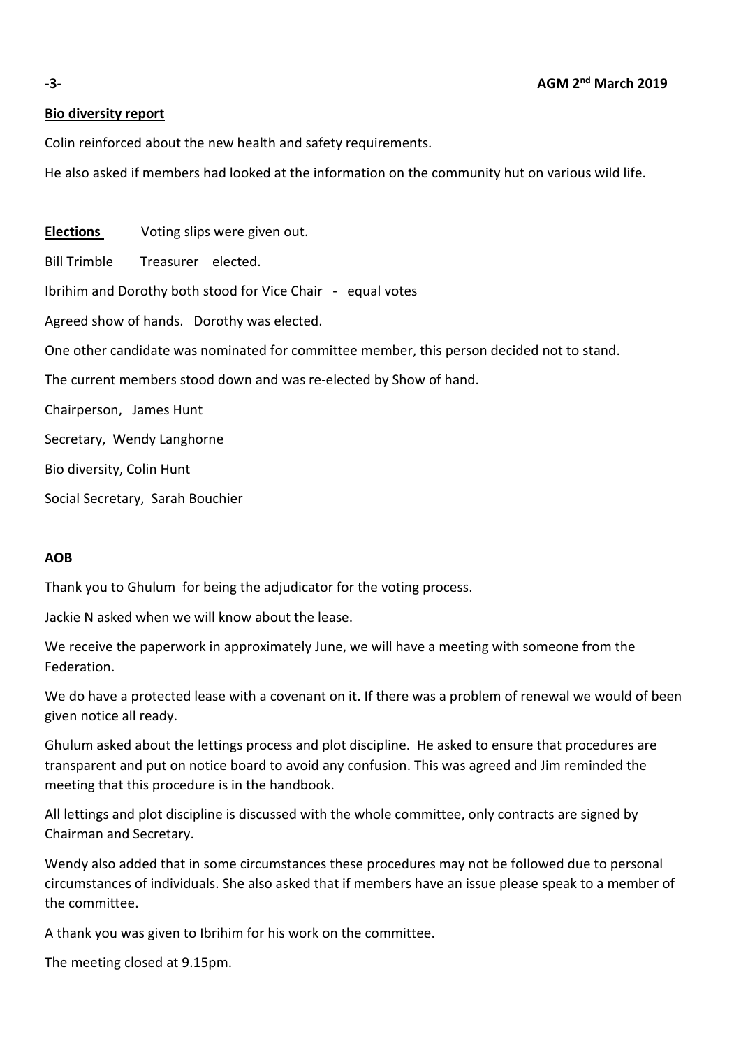**Bio diversity report**

Colin reinforced about the new health and safety requirements.

He also asked if members had looked at the information on the community hut on various wild life.

**Elections** Voting slips were given out.

Bill Trimble Treasurer elected.

Ibrihim and Dorothy both stood for Vice Chair - equal votes

Agreed show of hands. Dorothy was elected.

One other candidate was nominated for committee member, this person decided not to stand.

The current members stood down and was re-elected by Show of hand.

Chairperson, James Hunt

Secretary, Wendy Langhorne

Bio diversity, Colin Hunt

Social Secretary, Sarah Bouchier

**AOB**

Thank you to Ghulum for being the adjudicator for the voting process.

Jackie N asked when we will know about the lease.

We receive the paperwork in approximately June, we will have a meeting with someone from the Federation.

We do have a protected lease with a covenant on it. If there was a problem of renewal we would of been given notice all ready.

Ghulum asked about the lettings process and plot discipline. He asked to ensure that procedures are transparent and put on notice board to avoid any confusion. This was agreed and Jim reminded the meeting that this procedure is in the handbook.

All lettings and plot discipline is discussed with the whole committee, only contracts are signed by Chairman and Secretary.

Wendy also added that in some circumstances these procedures may not be followed due to personal circumstances of individuals. She also asked that if members have an issue please speak to a member of the committee.

A thank you was given to Ibrihim for his work on the committee.

The meeting closed at 9.15pm.